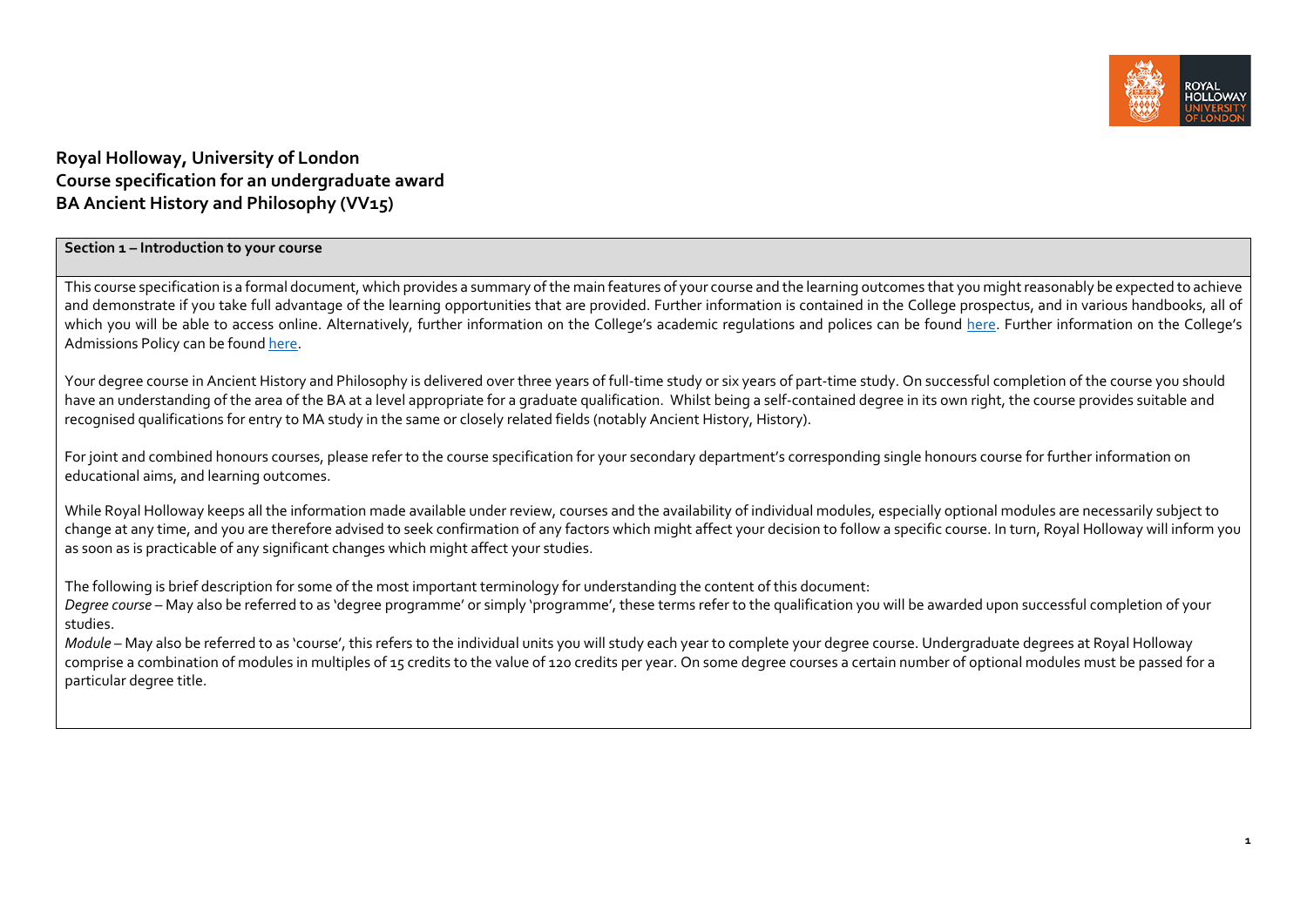# Royal Holloway, University of London
# Course specification for an undergraduate award
# BA Ancient History and Philosophy (VV15)

## Section 1 – Introduction to your course

This course specification is a formal document, which provides a summary of the main features of your course and the learning outcomes that you might reasonably be expected to achieve and demonstrate if you take full advantage of the learning opportunities that are provided. Further information is contained in the College prospectus, and in various handbooks, all of which you will be able to access online. Alternatively, further information on the College's academic regulations and polices can be found here. Further information on the College's Admissions Policy can be found here.

Your degree course in Ancient History and Philosophy is delivered over three years of full-time study or six years of part-time study. On successful completion of the course you should have an understanding of the area of the BA at a level appropriate for a graduate qualification. Whilst being a self-contained degree in its own right, the course provides suitable and recognised qualifications for entry to MA study in the same or closely related fields (notably Ancient History, History).

For joint and combined honours courses, please refer to the course specification for your secondary department's corresponding single honours course for further information on educational aims, and learning outcomes.

While Royal Holloway keeps all the information made available under review, courses and the availability of individual modules, especially optional modules are necessarily subject to change at any time, and you are therefore advised to seek confirmation of any factors which might affect your decision to follow a specific course. In turn, Royal Holloway will inform you as soon as is practicable of any significant changes which might affect your studies.

The following is brief description for some of the most important terminology for understanding the content of this document:

*Degree course* – May also be referred to as 'degree programme' or simply 'programme', these terms refer to the qualification you will be awarded upon successful completion of your studies.

*Module* – May also be referred to as 'course', this refers to the individual units you will study each year to complete your degree course. Undergraduate degrees at Royal Holloway comprise a combination of modules in multiples of 15 credits to the value of 120 credits per year. On some degree courses a certain number of optional modules must be passed for a particular degree title.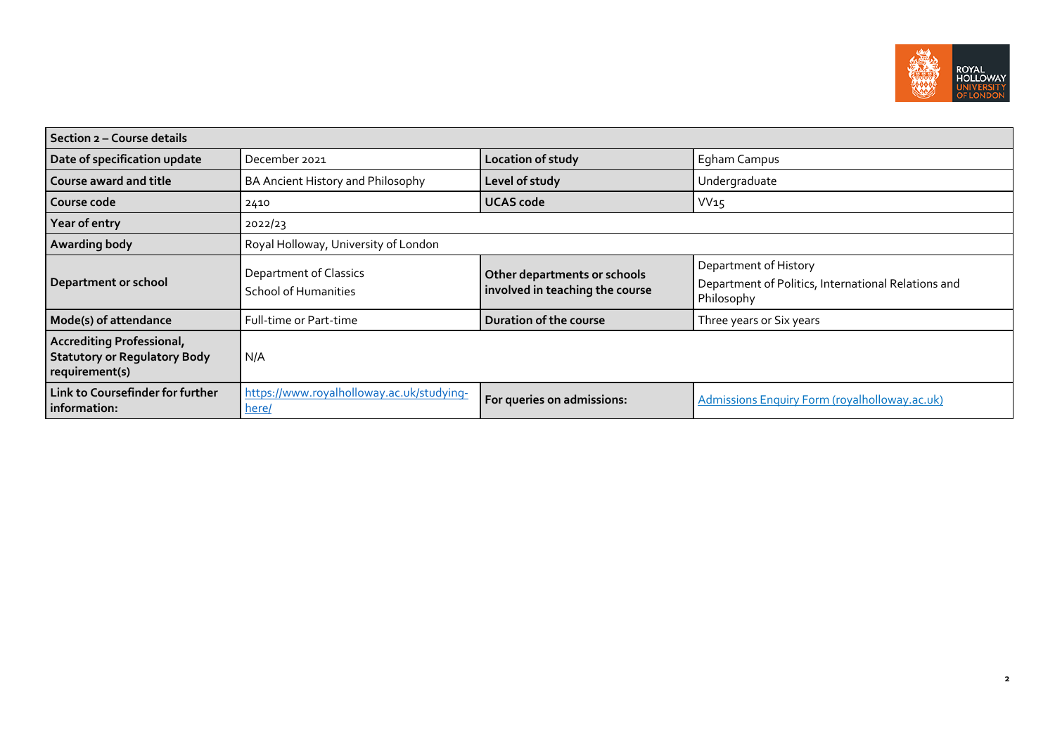| Section 2 – Course details | | | |
|---|---|---|---|
| **Date of specification update** | December 2021 | **Location of study** | Egham Campus |
| **Course award and title** | BA Ancient History and Philosophy | **Level of study** | Undergraduate |
| **Course code** | 2410 | **UCAS code** | VV15 |
| **Year of entry** | 2022/23 | | |
| **Awarding body** | Royal Holloway, University of London | | |
| **Department or school** | Department of Classics<br>School of Humanities | **Other departments or schools involved in teaching the course** | Department of History<br>Department of Politics, International Relations and Philosophy |
| **Mode(s) of attendance** | Full-time or Part-time | **Duration of the course** | Three years or Six years |
| **Accrediting Professional, Statutory or Regulatory Body requirement(s)** | N/A | | |
| **Link to Coursefinder for further information:** | https://www.royalholloway.ac.uk/studying-here/ | **For queries on admissions:** | Admissions Enquiry Form (royalholloway.ac.uk) |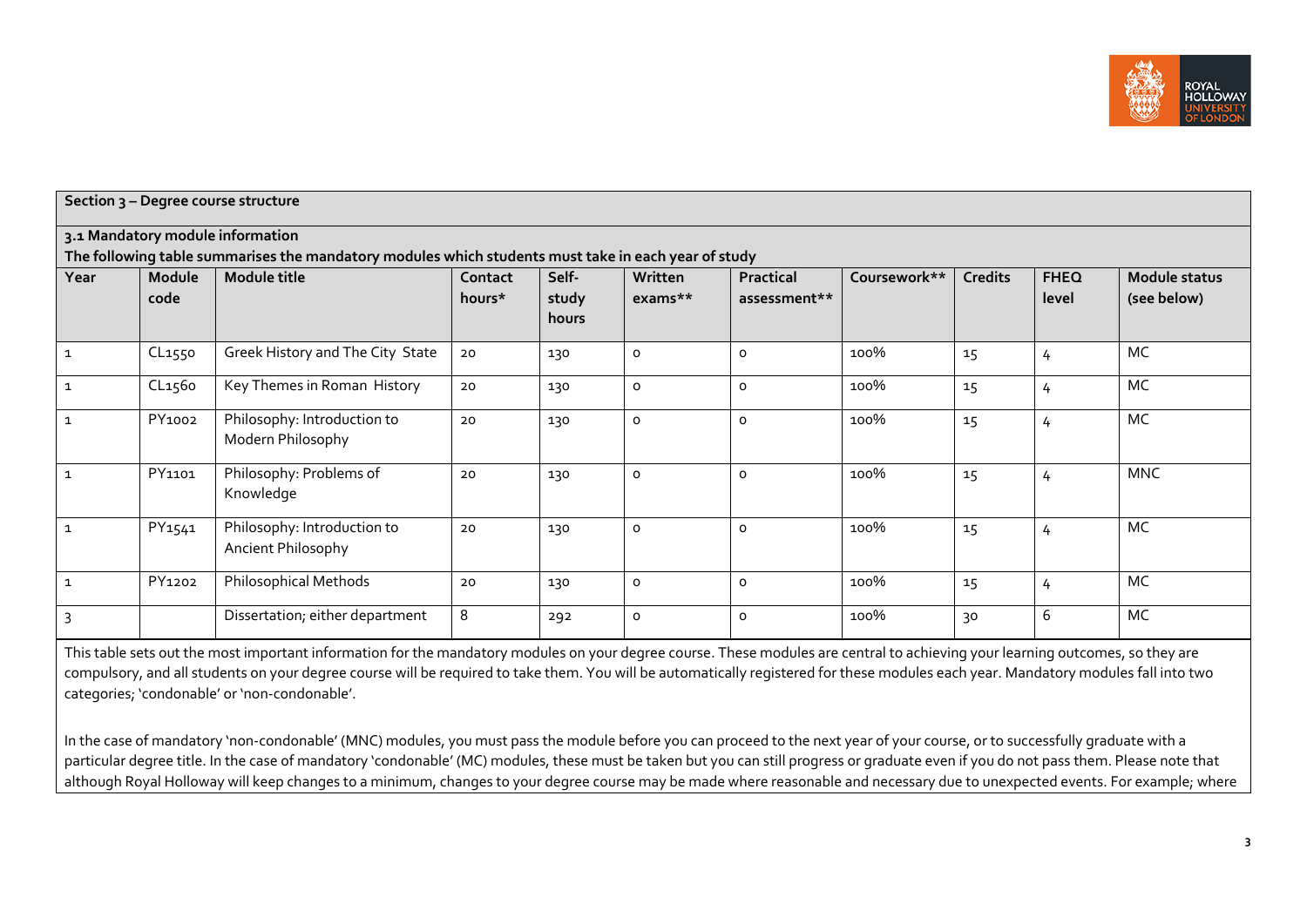**Section 3 – Degree course structure**

**3.1 Mandatory module information**

**The following table summarises the mandatory modules which students must take in each year of study**

| Year | Module code | Module title | Contact hours* | Self-study hours | Written exams** | Practical assessment** | Coursework** | Credits | FHEQ level | Module status (see below) |
|---|---|---|---|---|---|---|---|---|---|---|
| 1 | CL1550 | Greek History and The City State | 20 | 130 | 0 | 0 | 100% | 15 | 4 | MC |
| 1 | CL1560 | Key Themes in Roman History | 20 | 130 | 0 | 0 | 100% | 15 | 4 | MC |
| 1 | PY1002 | Philosophy: Introduction to Modern Philosophy | 20 | 130 | 0 | 0 | 100% | 15 | 4 | MC |
| 1 | PY1101 | Philosophy: Problems of Knowledge | 20 | 130 | 0 | 0 | 100% | 15 | 4 | MNC |
| 1 | PY1541 | Philosophy: Introduction to Ancient Philosophy | 20 | 130 | 0 | 0 | 100% | 15 | 4 | MC |
| 1 | PY1202 | Philosophical Methods | 20 | 130 | 0 | 0 | 100% | 15 | 4 | MC |
| 3 | | Dissertation; either department | 8 | 292 | 0 | 0 | 100% | 30 | 6 | MC |

This table sets out the most important information for the mandatory modules on your degree course. These modules are central to achieving your learning outcomes, so they are compulsory, and all students on your degree course will be required to take them. You will be automatically registered for these modules each year. Mandatory modules fall into two categories; 'condonable' or 'non-condonable'.

In the case of mandatory 'non-condonable' (MNC) modules, you must pass the module before you can proceed to the next year of your course, or to successfully graduate with a particular degree title. In the case of mandatory 'condonable' (MC) modules, these must be taken but you can still progress or graduate even if you do not pass them. Please note that although Royal Holloway will keep changes to a minimum, changes to your degree course may be made where reasonable and necessary due to unexpected events. For example; where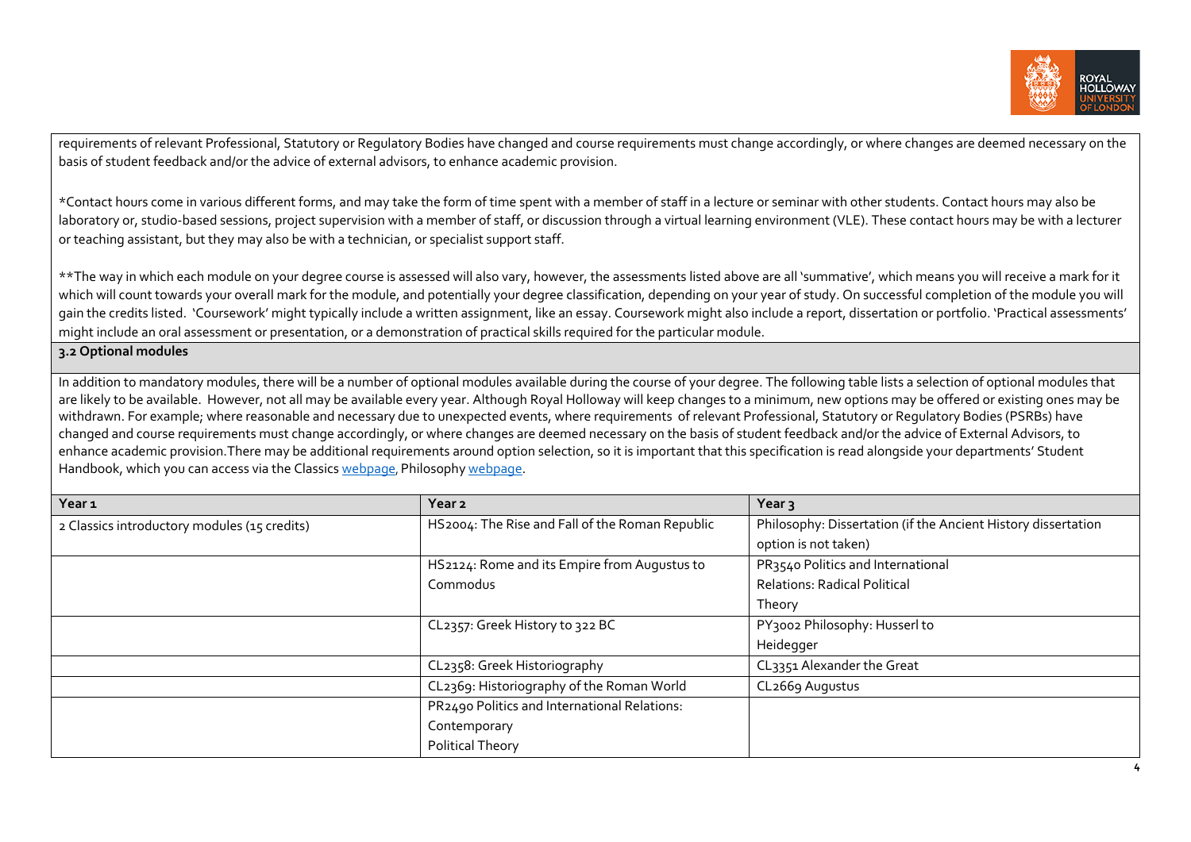requirements of relevant Professional, Statutory or Regulatory Bodies have changed and course requirements must change accordingly, or where changes are deemed necessary on the basis of student feedback and/or the advice of external advisors, to enhance academic provision.

*Contact hours come in various different forms, and may take the form of time spent with a member of staff in a lecture or seminar with other students. Contact hours may also be laboratory or, studio-based sessions, project supervision with a member of staff, or discussion through a virtual learning environment (VLE). These contact hours may be with a lecturer or teaching assistant, but they may also be with a technician, or specialist support staff.

**The way in which each module on your degree course is assessed will also vary, however, the assessments listed above are all 'summative', which means you will receive a mark for it which will count towards your overall mark for the module, and potentially your degree classification, depending on your year of study. On successful completion of the module you will gain the credits listed. 'Coursework' might typically include a written assignment, like an essay. Coursework might also include a report, dissertation or portfolio. 'Practical assessments' might include an oral assessment or presentation, or a demonstration of practical skills required for the particular module.

### 3.2 Optional modules

In addition to mandatory modules, there will be a number of optional modules available during the course of your degree. The following table lists a selection of optional modules that are likely to be available. However, not all may be available every year. Although Royal Holloway will keep changes to a minimum, new options may be offered or existing ones may be withdrawn. For example; where reasonable and necessary due to unexpected events, where requirements of relevant Professional, Statutory or Regulatory Bodies (PSRBs) have changed and course requirements must change accordingly, or where changes are deemed necessary on the basis of student feedback and/or the advice of External Advisors, to enhance academic provision.There may be additional requirements around option selection, so it is important that this specification is read alongside your departments' Student Handbook, which you can access via the Classics webpage, Philosophy webpage.

| Year 1 | Year 2 | Year 3 |
|---|---|---|
| 2 Classics introductory modules (15 credits) | HS2004: The Rise and Fall of the Roman Republic | Philosophy: Dissertation (if the Ancient History dissertation option is not taken) |
| | HS2124: Rome and its Empire from Augustus to Commodus | PR3540 Politics and International Relations: Radical Political Theory |
| | CL2357: Greek History to 322 BC | PY3002 Philosophy: Husserl to Heidegger |
| | CL2358: Greek Historiography | CL3351 Alexander the Great |
| | CL2369: Historiography of the Roman World | CL2669 Augustus |
| | PR2490 Politics and International Relations: Contemporary Political Theory | |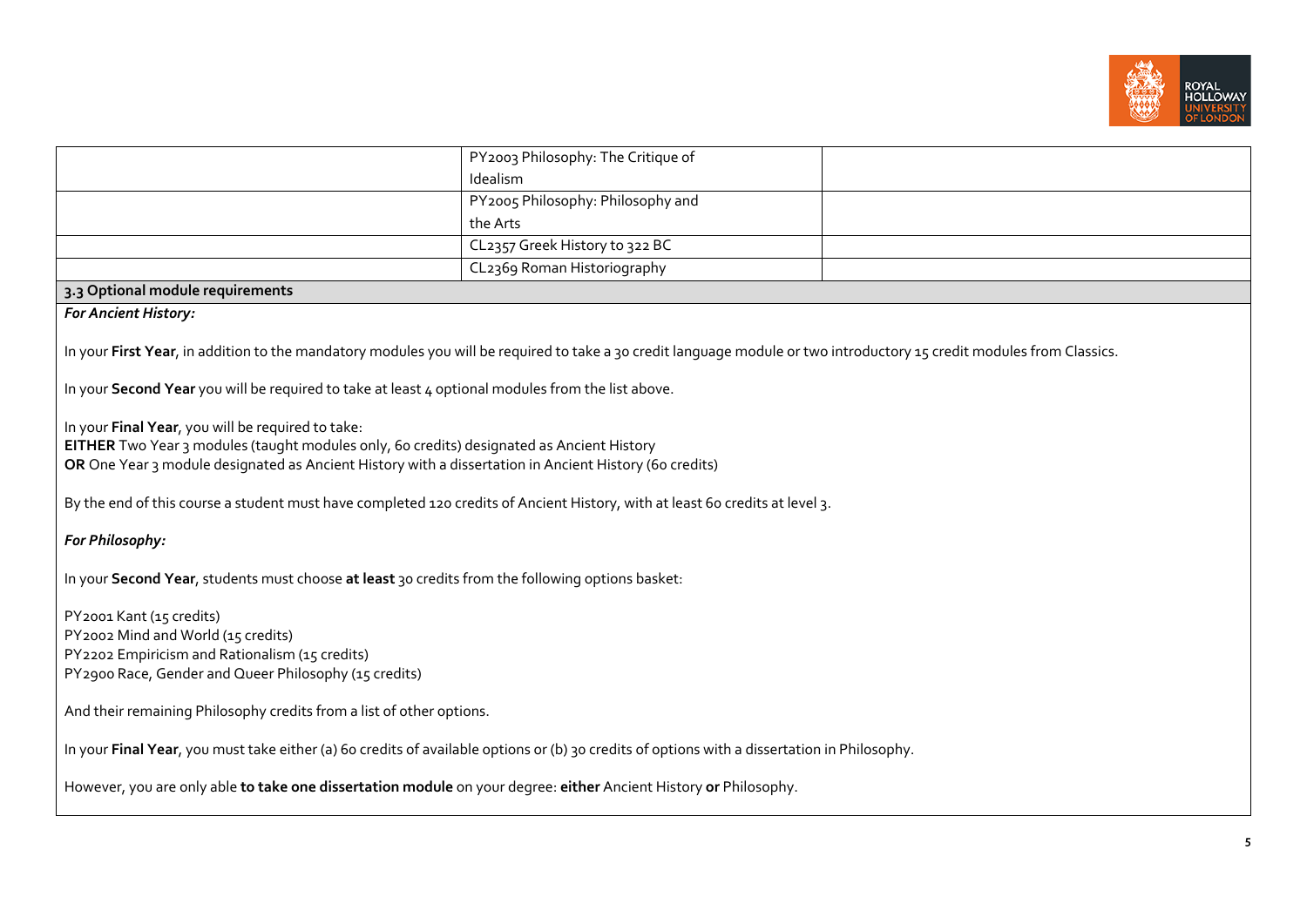| | | |
|---|---|---|
| | PY2003 Philosophy: The Critique of Idealism | |
| | PY2005 Philosophy: Philosophy and the Arts | |
| | CL2357 Greek History to 322 BC | |
| | CL2369 Roman Historiography | |

**3.3 Optional module requirements**

***For Ancient History:***

In your **First Year**, in addition to the mandatory modules you will be required to take a 30 credit language module or two introductory 15 credit modules from Classics.

In your **Second Year** you will be required to take at least 4 optional modules from the list above.

In your **Final Year**, you will be required to take:
**EITHER** Two Year 3 modules (taught modules only, 60 credits) designated as Ancient History
**OR** One Year 3 module designated as Ancient History with a dissertation in Ancient History (60 credits)

By the end of this course a student must have completed 120 credits of Ancient History, with at least 60 credits at level 3.

***For Philosophy:***

In your **Second Year**, students must choose **at least** 30 credits from the following options basket:

PY2001 Kant (15 credits)
PY2002 Mind and World (15 credits)
PY2202 Empiricism and Rationalism (15 credits)
PY2900 Race, Gender and Queer Philosophy (15 credits)

And their remaining Philosophy credits from a list of other options.

In your **Final Year**, you must take either (a) 60 credits of available options or (b) 30 credits of options with a dissertation in Philosophy.

However, you are only able **to take one dissertation module** on your degree: **either** Ancient History **or** Philosophy.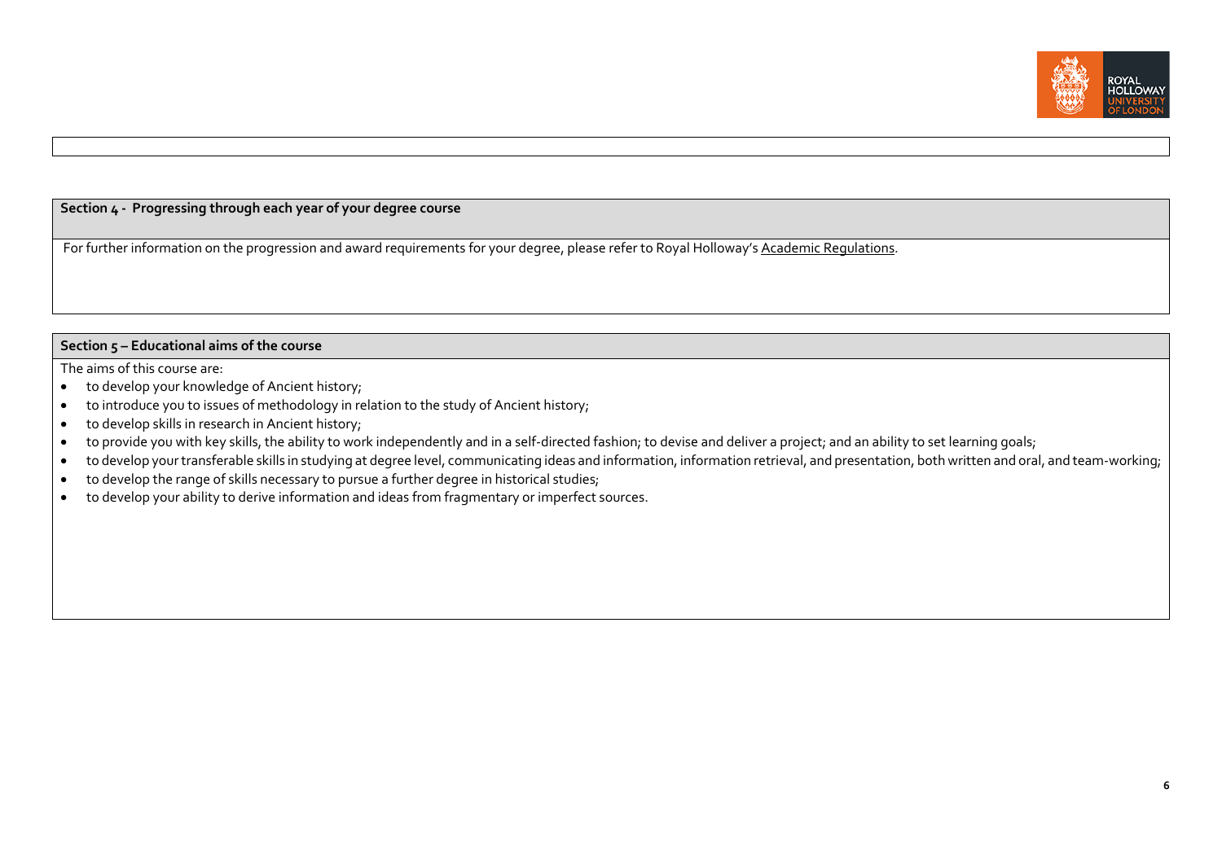## Section 4 - Progressing through each year of your degree course

For further information on the progression and award requirements for your degree, please refer to Royal Holloway's Academic Regulations.

## Section 5 – Educational aims of the course

The aims of this course are:

- to develop your knowledge of Ancient history;
- to introduce you to issues of methodology in relation to the study of Ancient history;
- to develop skills in research in Ancient history;
- to provide you with key skills, the ability to work independently and in a self-directed fashion; to devise and deliver a project; and an ability to set learning goals;
- to develop your transferable skills in studying at degree level, communicating ideas and information, information retrieval, and presentation, both written and oral, and team-working;
- to develop the range of skills necessary to pursue a further degree in historical studies;
- to develop your ability to derive information and ideas from fragmentary or imperfect sources.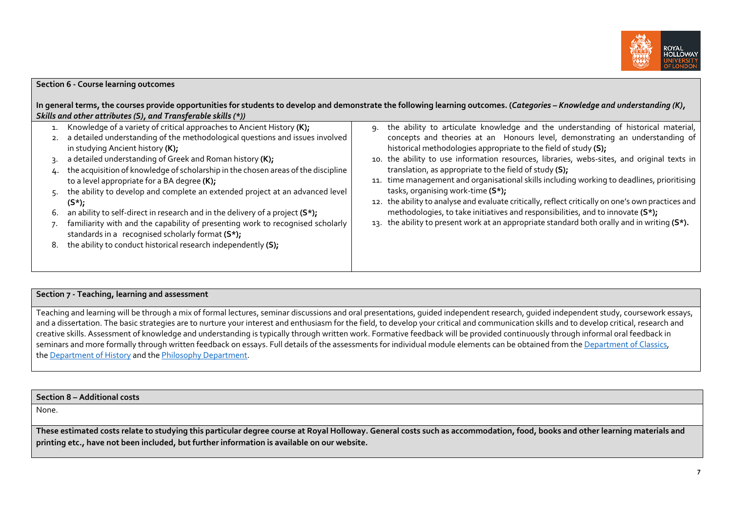## Section 6 - Course learning outcomes

**In general terms, the courses provide opportunities for students to develop and demonstrate the following learning outcomes. (*Categories – Knowledge and understanding (K), Skills and other attributes (S), and Transferable skills (*)*)**

1. Knowledge of a variety of critical approaches to Ancient History **(K);**
2. a detailed understanding of the methodological questions and issues involved in studying Ancient history **(K);**
3. a detailed understanding of Greek and Roman history **(K);**
4. the acquisition of knowledge of scholarship in the chosen areas of the discipline to a level appropriate for a BA degree **(K);**
5. the ability to develop and complete an extended project at an advanced level **(S*);**
6. an ability to self-direct in research and in the delivery of a project **(S*);**
7. familiarity with and the capability of presenting work to recognised scholarly standards in a recognised scholarly format **(S*);**
8. the ability to conduct historical research independently **(S);**
9. the ability to articulate knowledge and the understanding of historical material, concepts and theories at an Honours level, demonstrating an understanding of historical methodologies appropriate to the field of study **(S);**
10. the ability to use information resources, libraries, webs-sites, and original texts in translation, as appropriate to the field of study **(S);**
11. time management and organisational skills including working to deadlines, prioritising tasks, organising work-time **(S*);**
12. the ability to analyse and evaluate critically, reflect critically on one's own practices and methodologies, to take initiatives and responsibilities, and to innovate **(S*);**
13. the ability to present work at an appropriate standard both orally and in writing **(S*).**

## Section 7 - Teaching, learning and assessment

Teaching and learning will be through a mix of formal lectures, seminar discussions and oral presentations, guided independent research, guided independent study, coursework essays, and a dissertation. The basic strategies are to nurture your interest and enthusiasm for the field, to develop your critical and communication skills and to develop critical, research and creative skills. Assessment of knowledge and understanding is typically through written work. Formative feedback will be provided continuously through informal oral feedback in seminars and more formally through written feedback on essays. Full details of the assessments for individual module elements can be obtained from the Department of Classics, the Department of History and the Philosophy Department.

## Section 8 – Additional costs

None.

**These estimated costs relate to studying this particular degree course at Royal Holloway. General costs such as accommodation, food, books and other learning materials and printing etc., have not been included, but further information is available on our website.**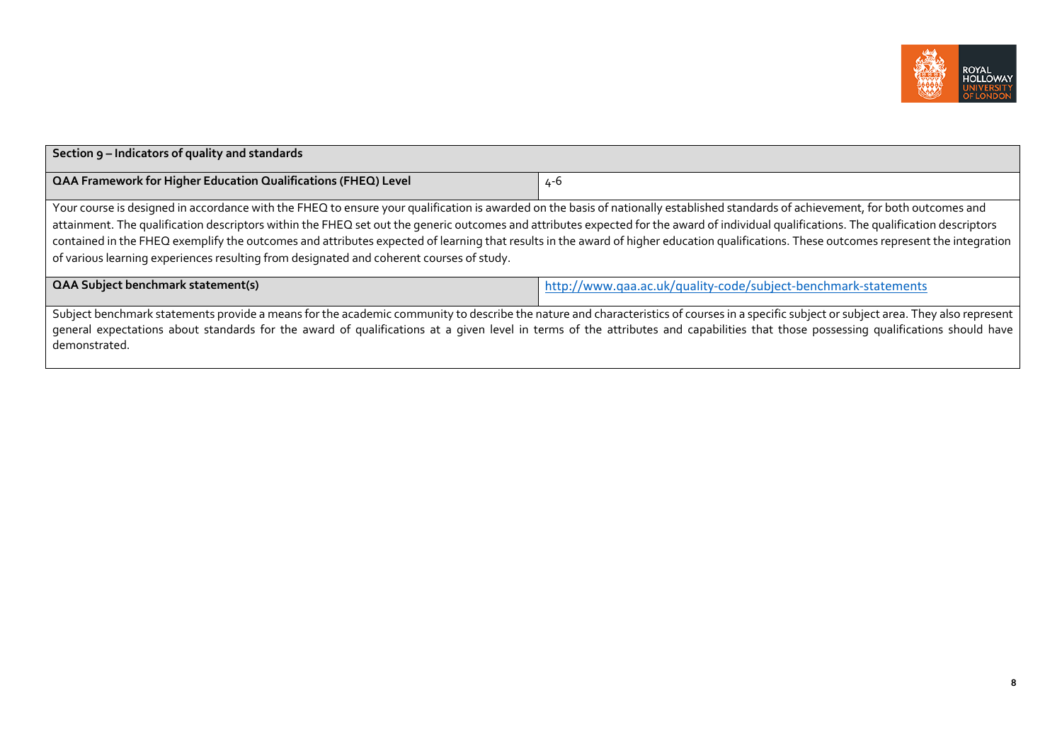| Section 9 – Indicators of quality and standards | |
|---|---|
| **QAA Framework for Higher Education Qualifications (FHEQ) Level** | 4-6 |

Your course is designed in accordance with the FHEQ to ensure your qualification is awarded on the basis of nationally established standards of achievement, for both outcomes and attainment. The qualification descriptors within the FHEQ set out the generic outcomes and attributes expected for the award of individual qualifications. The qualification descriptors contained in the FHEQ exemplify the outcomes and attributes expected of learning that results in the award of higher education qualifications. These outcomes represent the integration of various learning experiences resulting from designated and coherent courses of study.

| QAA Subject benchmark statement(s) | http://www.qaa.ac.uk/quality-code/subject-benchmark-statements |
|---|---|

Subject benchmark statements provide a means for the academic community to describe the nature and characteristics of courses in a specific subject or subject area. They also represent general expectations about standards for the award of qualifications at a given level in terms of the attributes and capabilities that those possessing qualifications should have demonstrated.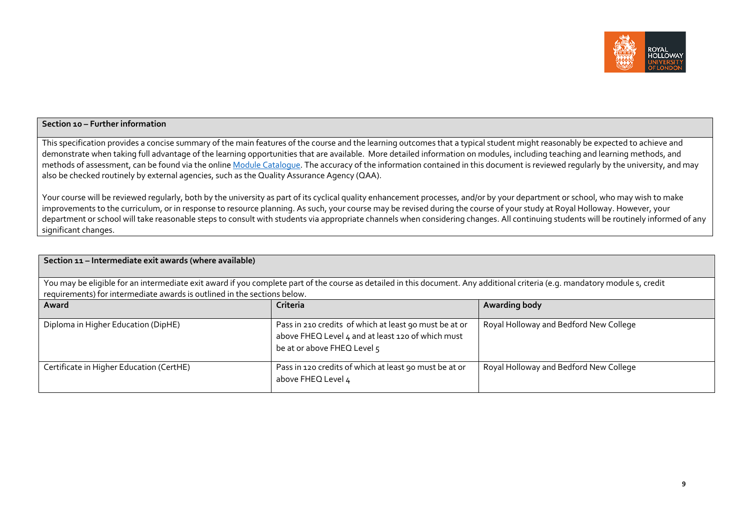| Section 10 – Further information |
| --- |
| This specification provides a concise summary of the main features of the course and the learning outcomes that a typical student might reasonably be expected to achieve and demonstrate when taking full advantage of the learning opportunities that are available. More detailed information on modules, including teaching and learning methods, and methods of assessment, can be found via the online [Module Catalogue](). The accuracy of the information contained in this document is reviewed regularly by the university, and may also be checked routinely by external agencies, such as the Quality Assurance Agency (QAA).<br><br>Your course will be reviewed regularly, both by the university as part of its cyclical quality enhancement processes, and/or by your department or school, who may wish to make improvements to the curriculum, or in response to resource planning. As such, your course may be revised during the course of your study at Royal Holloway. However, your department or school will take reasonable steps to consult with students via appropriate channels when considering changes. All continuing students will be routinely informed of any significant changes. |

| Section 11 – Intermediate exit awards (where available) | | |
| --- | --- | --- |
| You may be eligible for an intermediate exit award if you complete part of the course as detailed in this document. Any additional criteria (e.g. mandatory module s, credit requirements) for intermediate awards is outlined in the sections below. | | |
| **Award** | **Criteria** | **Awarding body** |
| Diploma in Higher Education (DipHE) | Pass in 210 credits of which at least 90 must be at or above FHEQ Level 4 and at least 120 of which must be at or above FHEQ Level 5 | Royal Holloway and Bedford New College |
| Certificate in Higher Education (CertHE) | Pass in 120 credits of which at least 90 must be at or above FHEQ Level 4 | Royal Holloway and Bedford New College |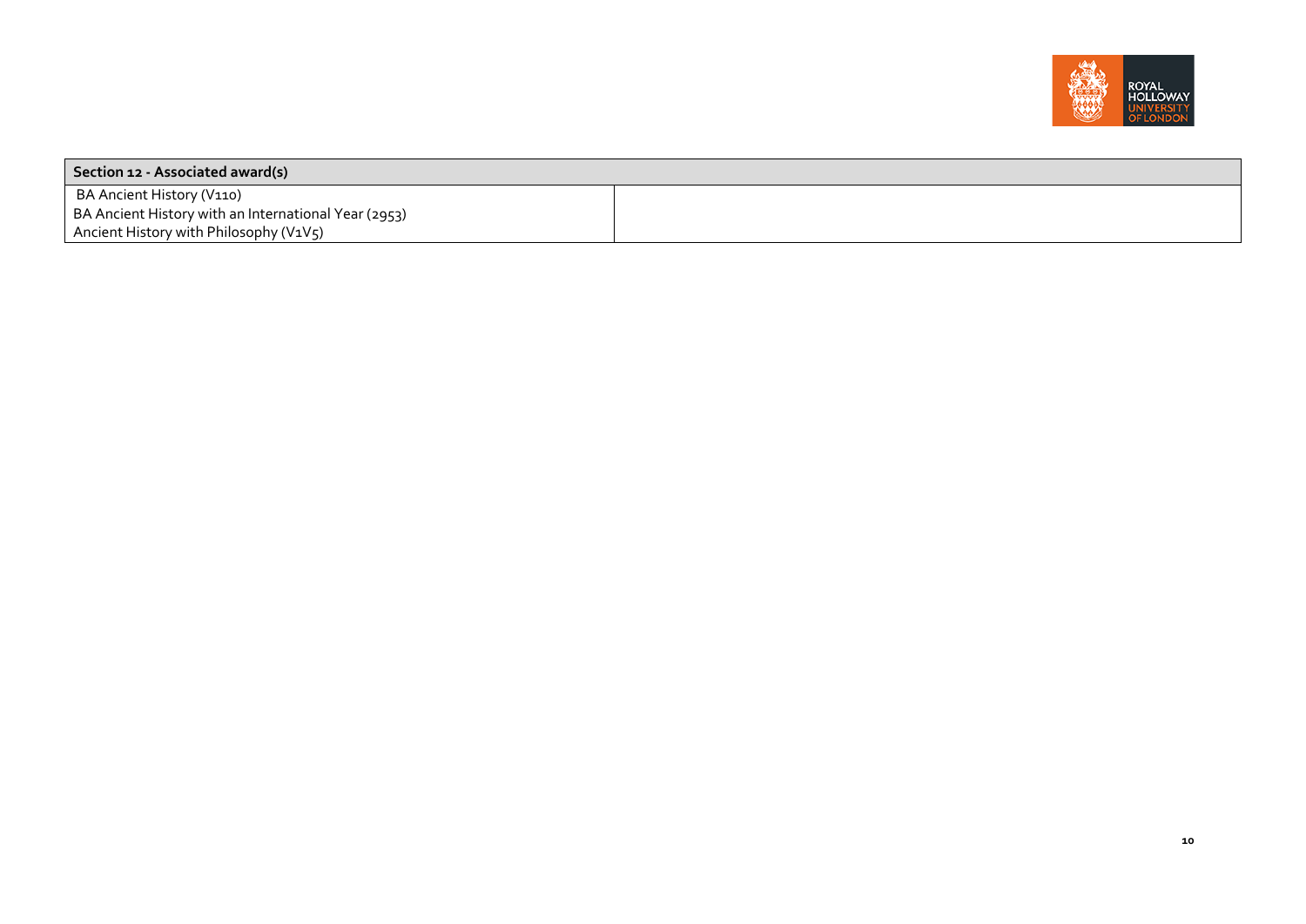| Section 12 - Associated award(s) | |
|---|---|
| BA Ancient History (V110)<br>BA Ancient History with an International Year (2953)<br>Ancient History with Philosophy (V1V5) | |